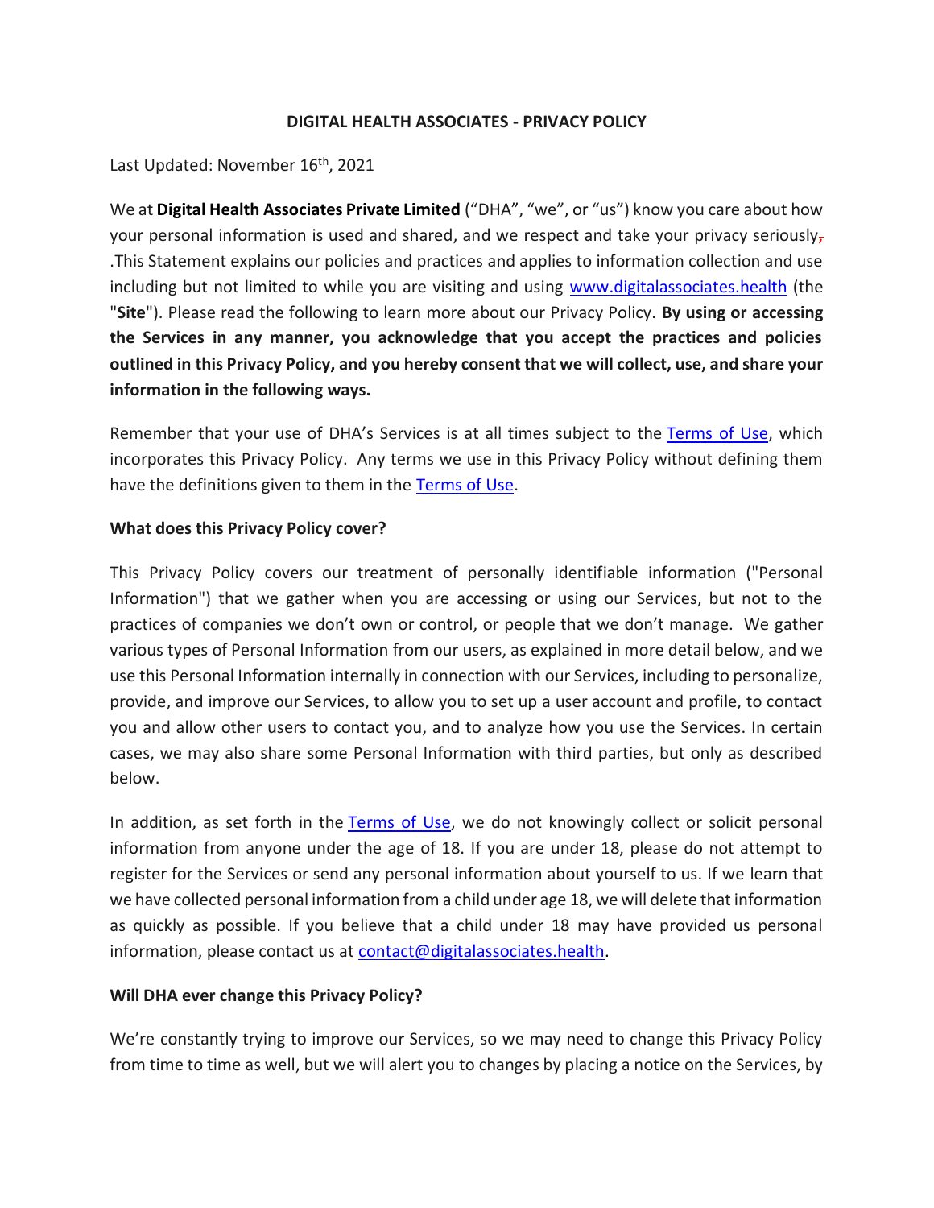**DIGITAL HEALTH ASSOCIATES - PRIVACY POLICY**

Last Updated: November 16th, 2021

We at **Digital Health Associates Private Limited** ("DHA", "we", or "us") know you care about how your personal information is used and shared, and we respect and take your privacy seriously, .This Statement explains our policies and practices and applies to information collection and use including but not limited to while you are visiting and using www.digitalassociates.health (the "**Site**"). Please read the following to learn more about our Privacy Policy. **By using or accessing the Services in any manner, you acknowledge that you accept the practices and policies outlined in this Privacy Policy, and you hereby consent that we will collect, use, and share your information in the following ways.**

Remember that your use of DHA's Services is at all times subject to the Terms of Use, which incorporates this Privacy Policy. Any terms we use in this Privacy Policy without defining them have the definitions given to them in the Terms of Use.

**What does this Privacy Policy cover?**

This Privacy Policy covers our treatment of personally identifiable information ("Personal Information") that we gather when you are accessing or using our Services, but not to the practices of companies we don't own or control, or people that we don't manage. We gather various types of Personal Information from our users, as explained in more detail below, and we use this Personal Information internally in connection with our Services, including to personalize, provide, and improve our Services, to allow you to set up a user account and profile, to contact you and allow other users to contact you, and to analyze how you use the Services. In certain cases, we may also share some Personal Information with third parties, but only as described below.

In addition, as set forth in the Terms of Use, we do not knowingly collect or solicit personal information from anyone under the age of 18. If you are under 18, please do not attempt to register for the Services or send any personal information about yourself to us. If we learn that we have collected personal information from a child under age 18, we will delete that information as quickly as possible. If you believe that a child under 18 may have provided us personal information, please contact us at contact@digitalassociates.health.

**Will DHA ever change this Privacy Policy?**

We're constantly trying to improve our Services, so we may need to change this Privacy Policy from time to time as well, but we will alert you to changes by placing a notice on the Services, by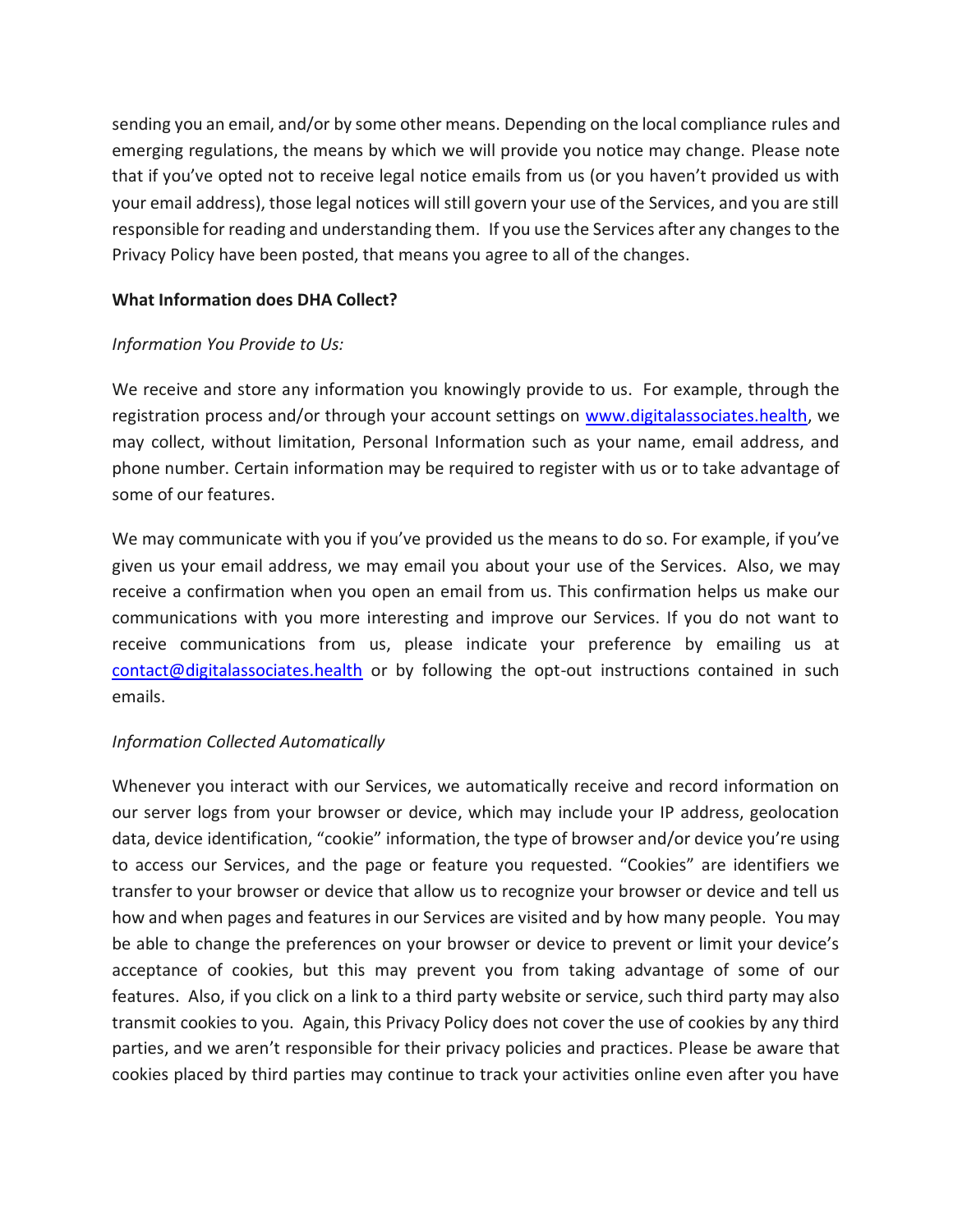sending you an email, and/or by some other means. Depending on the local compliance rules and emerging regulations, the means by which we will provide you notice may change. Please note that if you've opted not to receive legal notice emails from us (or you haven't provided us with your email address), those legal notices will still govern your use of the Services, and you are still responsible for reading and understanding them. If you use the Services after any changes to the Privacy Policy have been posted, that means you agree to all of the changes.

**What Information does DHA Collect?**

*Information You Provide to Us:*

We receive and store any information you knowingly provide to us. For example, through the registration process and/or through your account settings on [www.digitalassociates.health](www.digitalassociates.health), we may collect, without limitation, Personal Information such as your name, email address, and phone number. Certain information may be required to register with us or to take advantage of some of our features.

We may communicate with you if you've provided us the means to do so. For example, if you've given us your email address, we may email you about your use of the Services. Also, we may receive a confirmation when you open an email from us. This confirmation helps us make our communications with you more interesting and improve our Services. If you do not want to receive communications from us, please indicate your preference by emailing us at [contact@digitalassociates.health](mailto:contact@digitalassociates.health) or by following the opt-out instructions contained in such emails.

*Information Collected Automatically*

Whenever you interact with our Services, we automatically receive and record information on our server logs from your browser or device, which may include your IP address, geolocation data, device identification, "cookie" information, the type of browser and/or device you're using to access our Services, and the page or feature you requested. "Cookies" are identifiers we transfer to your browser or device that allow us to recognize your browser or device and tell us how and when pages and features in our Services are visited and by how many people. You may be able to change the preferences on your browser or device to prevent or limit your device's acceptance of cookies, but this may prevent you from taking advantage of some of our features. Also, if you click on a link to a third party website or service, such third party may also transmit cookies to you. Again, this Privacy Policy does not cover the use of cookies by any third parties, and we aren't responsible for their privacy policies and practices. Please be aware that cookies placed by third parties may continue to track your activities online even after you have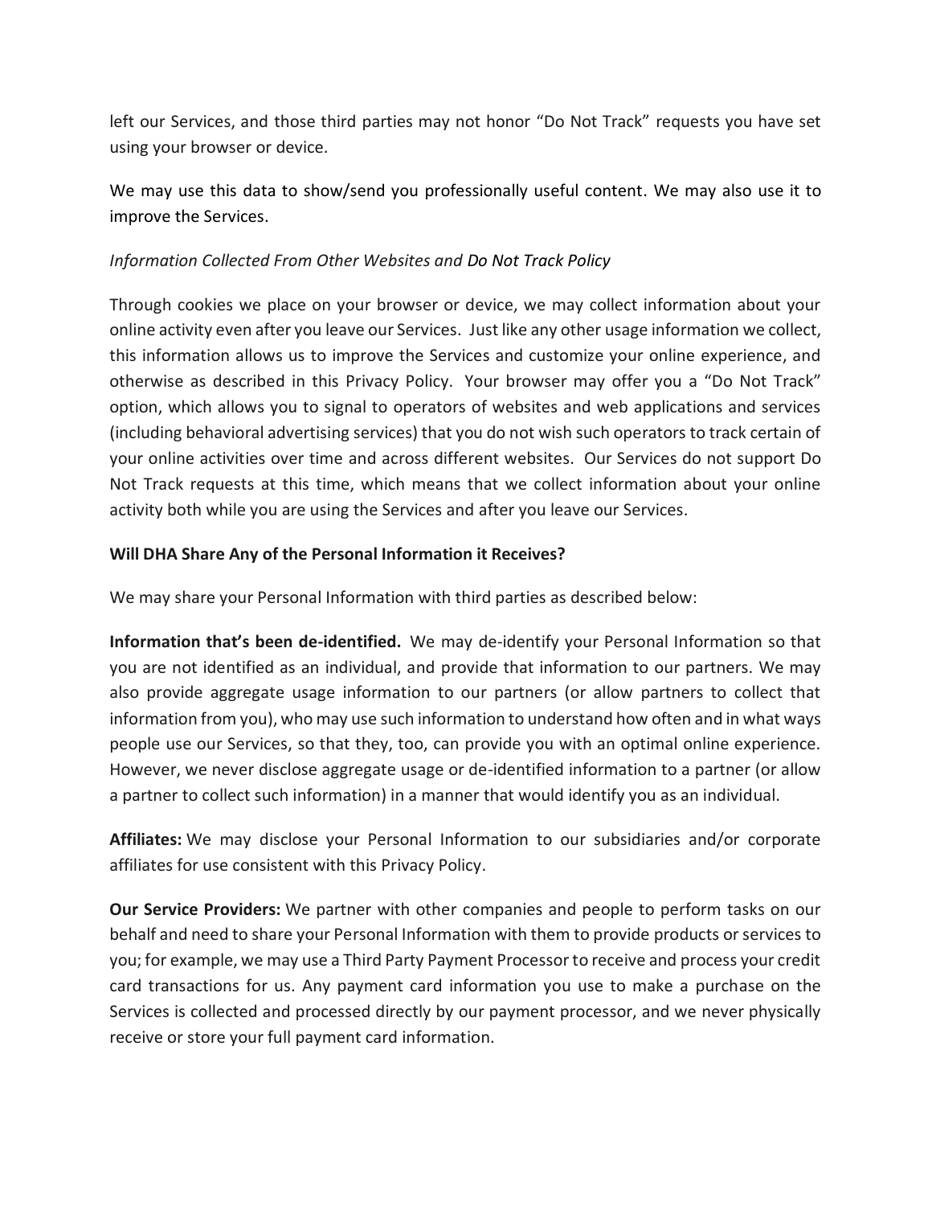left our Services, and those third parties may not honor "Do Not Track" requests you have set using your browser or device.

We may use this data to show/send you professionally useful content. We may also use it to improve the Services.

*Information Collected From Other Websites and Do Not Track Policy*

Through cookies we place on your browser or device, we may collect information about your online activity even after you leave our Services. Just like any other usage information we collect, this information allows us to improve the Services and customize your online experience, and otherwise as described in this Privacy Policy. Your browser may offer you a "Do Not Track" option, which allows you to signal to operators of websites and web applications and services (including behavioral advertising services) that you do not wish such operators to track certain of your online activities over time and across different websites. Our Services do not support Do Not Track requests at this time, which means that we collect information about your online activity both while you are using the Services and after you leave our Services.

**Will DHA Share Any of the Personal Information it Receives?**

We may share your Personal Information with third parties as described below:

**Information that's been de-identified.** We may de-identify your Personal Information so that you are not identified as an individual, and provide that information to our partners. We may also provide aggregate usage information to our partners (or allow partners to collect that information from you), who may use such information to understand how often and in what ways people use our Services, so that they, too, can provide you with an optimal online experience. However, we never disclose aggregate usage or de-identified information to a partner (or allow a partner to collect such information) in a manner that would identify you as an individual.

**Affiliates:** We may disclose your Personal Information to our subsidiaries and/or corporate affiliates for use consistent with this Privacy Policy.

**Our Service Providers:** We partner with other companies and people to perform tasks on our behalf and need to share your Personal Information with them to provide products or services to you; for example, we may use a Third Party Payment Processor to receive and process your credit card transactions for us. Any payment card information you use to make a purchase on the Services is collected and processed directly by our payment processor, and we never physically receive or store your full payment card information.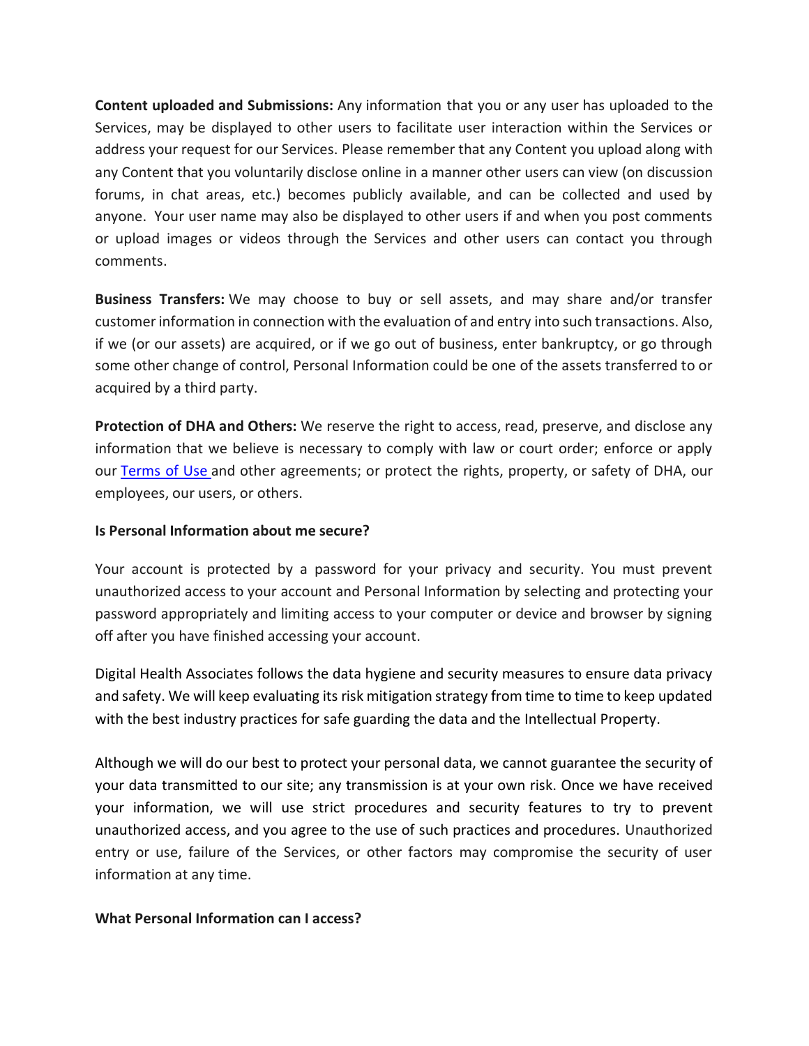**Content uploaded and Submissions:** Any information that you or any user has uploaded to the Services, may be displayed to other users to facilitate user interaction within the Services or address your request for our Services. Please remember that any Content you upload along with any Content that you voluntarily disclose online in a manner other users can view (on discussion forums, in chat areas, etc.) becomes publicly available, and can be collected and used by anyone. Your user name may also be displayed to other users if and when you post comments or upload images or videos through the Services and other users can contact you through comments.

**Business Transfers:** We may choose to buy or sell assets, and may share and/or transfer customer information in connection with the evaluation of and entry into such transactions. Also, if we (or our assets) are acquired, or if we go out of business, enter bankruptcy, or go through some other change of control, Personal Information could be one of the assets transferred to or acquired by a third party.

**Protection of DHA and Others:** We reserve the right to access, read, preserve, and disclose any information that we believe is necessary to comply with law or court order; enforce or apply our [Terms of Use](#) and other agreements; or protect the rights, property, or safety of DHA, our employees, our users, or others.

**Is Personal Information about me secure?**

Your account is protected by a password for your privacy and security. You must prevent unauthorized access to your account and Personal Information by selecting and protecting your password appropriately and limiting access to your computer or device and browser by signing off after you have finished accessing your account.

Digital Health Associates follows the data hygiene and security measures to ensure data privacy and safety. We will keep evaluating its risk mitigation strategy from time to time to keep updated with the best industry practices for safe guarding the data and the Intellectual Property.

Although we will do our best to protect your personal data, we cannot guarantee the security of your data transmitted to our site; any transmission is at your own risk. Once we have received your information, we will use strict procedures and security features to try to prevent unauthorized access, and you agree to the use of such practices and procedures. Unauthorized entry or use, failure of the Services, or other factors may compromise the security of user information at any time.

**What Personal Information can I access?**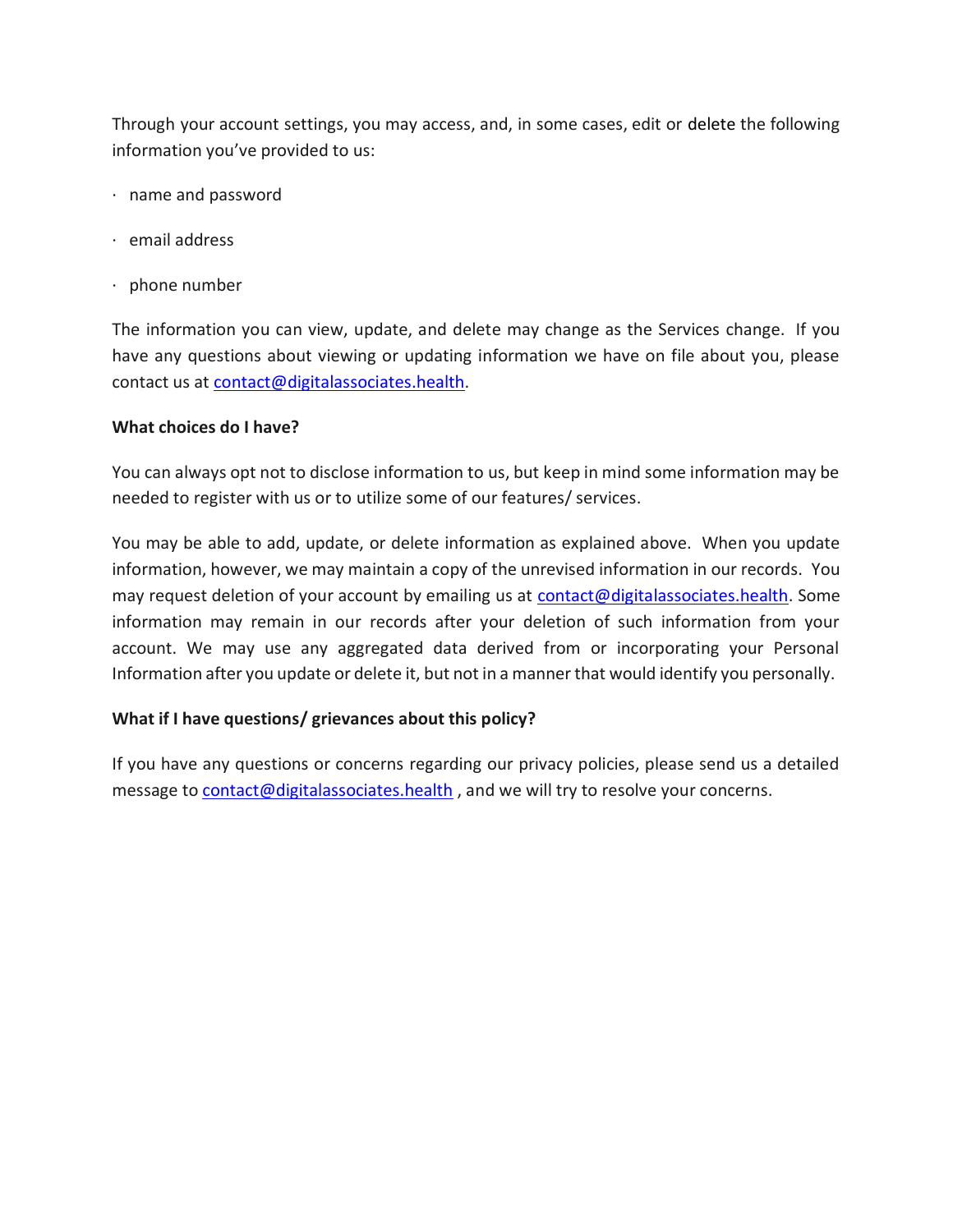Through your account settings, you may access, and, in some cases, edit or delete the following information you've provided to us:

- name and password
- email address
- phone number

The information you can view, update, and delete may change as the Services change. If you have any questions about viewing or updating information we have on file about you, please contact us at contact@digitalassociates.health.

**What choices do I have?**

You can always opt not to disclose information to us, but keep in mind some information may be needed to register with us or to utilize some of our features/ services.

You may be able to add, update, or delete information as explained above. When you update information, however, we may maintain a copy of the unrevised information in our records. You may request deletion of your account by emailing us at contact@digitalassociates.health. Some information may remain in our records after your deletion of such information from your account. We may use any aggregated data derived from or incorporating your Personal Information after you update or delete it, but not in a manner that would identify you personally.

**What if I have questions/ grievances about this policy?**

If you have any questions or concerns regarding our privacy policies, please send us a detailed message to contact@digitalassociates.health , and we will try to resolve your concerns.